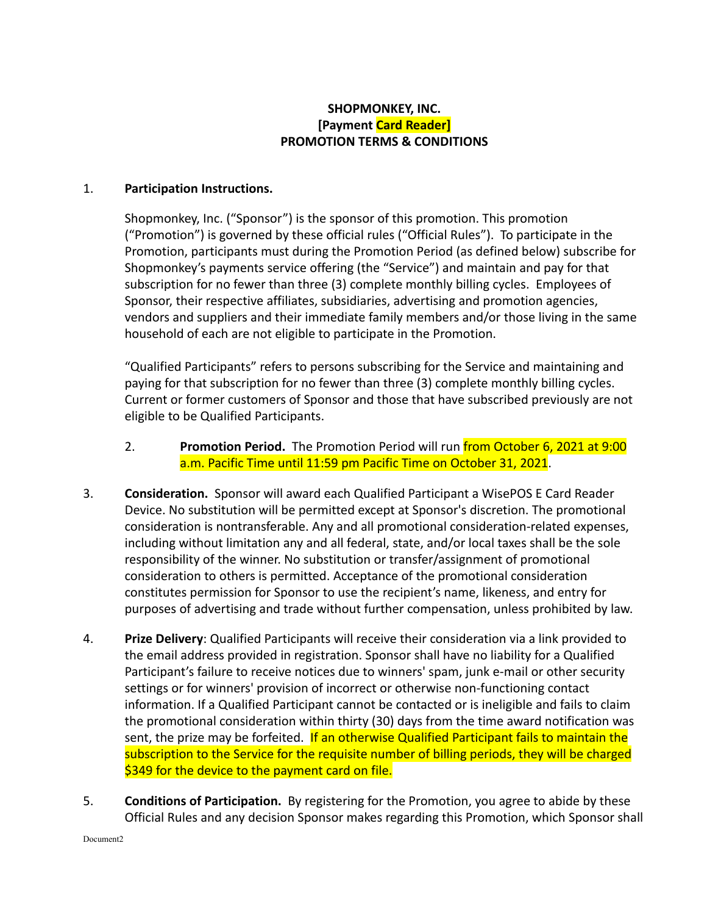**SHOPMONKEY, INC.**
**[Payment Card Reader]**
**PROMOTION TERMS & CONDITIONS**

1. **Participation Instructions.**

   Shopmonkey, Inc. ("Sponsor") is the sponsor of this promotion. This promotion ("Promotion") is governed by these official rules ("Official Rules"). To participate in the Promotion, participants must during the Promotion Period (as defined below) subscribe for Shopmonkey's payments service offering (the "Service") and maintain and pay for that subscription for no fewer than three (3) complete monthly billing cycles. Employees of Sponsor, their respective affiliates, subsidiaries, advertising and promotion agencies, vendors and suppliers and their immediate family members and/or those living in the same household of each are not eligible to participate in the Promotion.

   "Qualified Participants" refers to persons subscribing for the Service and maintaining and paying for that subscription for no fewer than three (3) complete monthly billing cycles. Current or former customers of Sponsor and those that have subscribed previously are not eligible to be Qualified Participants.

2. **Promotion Period.** The Promotion Period will run from October 6, 2021 at 9:00 a.m. Pacific Time until 11:59 pm Pacific Time on October 31, 2021.

3. **Consideration.** Sponsor will award each Qualified Participant a WisePOS E Card Reader Device. No substitution will be permitted except at Sponsor's discretion. The promotional consideration is nontransferable. Any and all promotional consideration-related expenses, including without limitation any and all federal, state, and/or local taxes shall be the sole responsibility of the winner. No substitution or transfer/assignment of promotional consideration to others is permitted. Acceptance of the promotional consideration constitutes permission for Sponsor to use the recipient's name, likeness, and entry for purposes of advertising and trade without further compensation, unless prohibited by law.

4. **Prize Delivery**: Qualified Participants will receive their consideration via a link provided to the email address provided in registration. Sponsor shall have no liability for a Qualified Participant's failure to receive notices due to winners' spam, junk e-mail or other security settings or for winners' provision of incorrect or otherwise non-functioning contact information. If a Qualified Participant cannot be contacted or is ineligible and fails to claim the promotional consideration within thirty (30) days from the time award notification was sent, the prize may be forfeited. If an otherwise Qualified Participant fails to maintain the subscription to the Service for the requisite number of billing periods, they will be charged $349 for the device to the payment card on file.

5. **Conditions of Participation.** By registering for the Promotion, you agree to abide by these Official Rules and any decision Sponsor makes regarding this Promotion, which Sponsor shall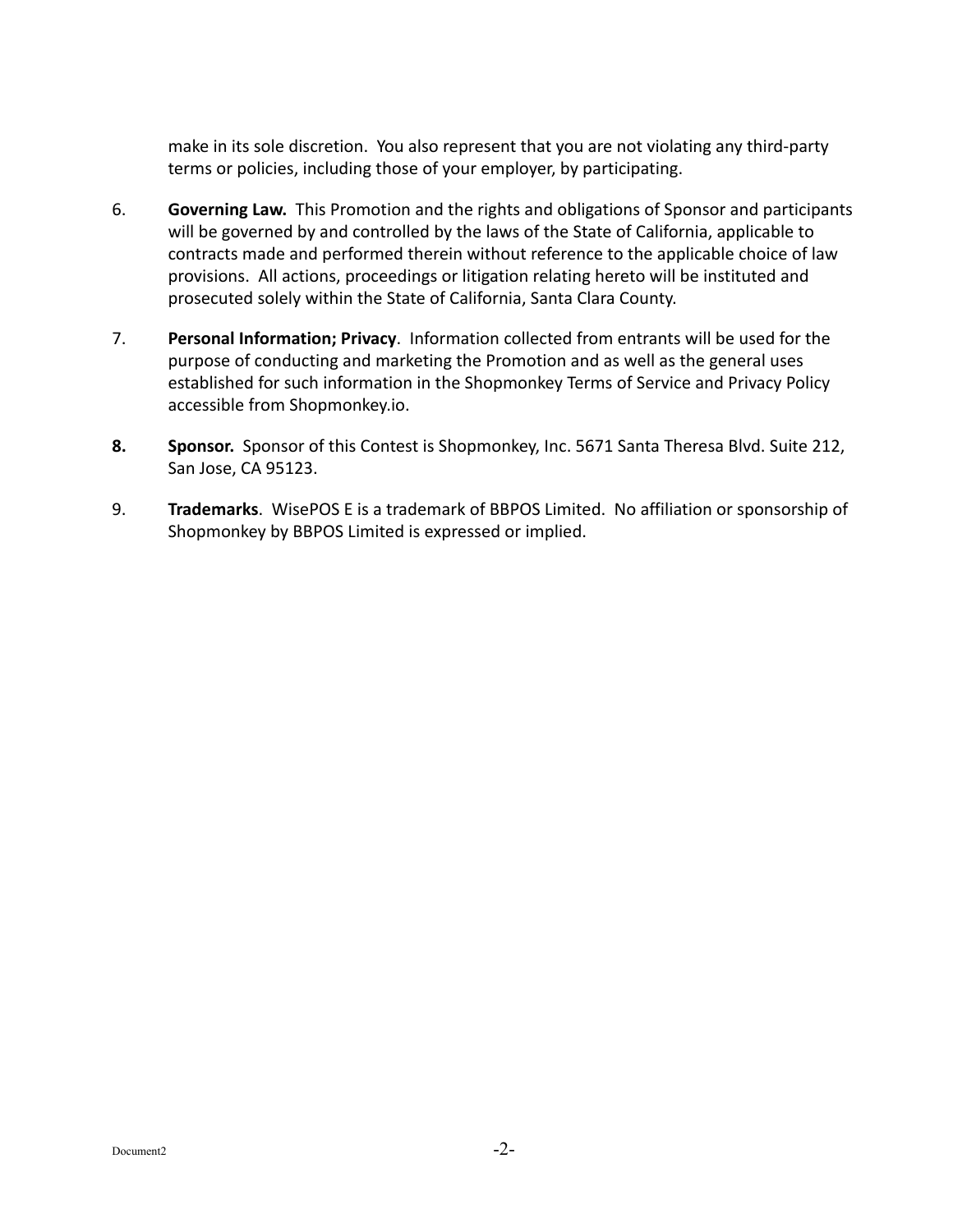make in its sole discretion. You also represent that you are not violating any third-party terms or policies, including those of your employer, by participating.

6. **Governing Law.** This Promotion and the rights and obligations of Sponsor and participants will be governed by and controlled by the laws of the State of California, applicable to contracts made and performed therein without reference to the applicable choice of law provisions. All actions, proceedings or litigation relating hereto will be instituted and prosecuted solely within the State of California, Santa Clara County.

7. **Personal Information; Privacy**. Information collected from entrants will be used for the purpose of conducting and marketing the Promotion and as well as the general uses established for such information in the Shopmonkey Terms of Service and Privacy Policy accessible from Shopmonkey.io.

8. **Sponsor.** Sponsor of this Contest is Shopmonkey, Inc. 5671 Santa Theresa Blvd. Suite 212, San Jose, CA 95123.

9. **Trademarks**. WisePOS E is a trademark of BBPOS Limited. No affiliation or sponsorship of Shopmonkey by BBPOS Limited is expressed or implied.